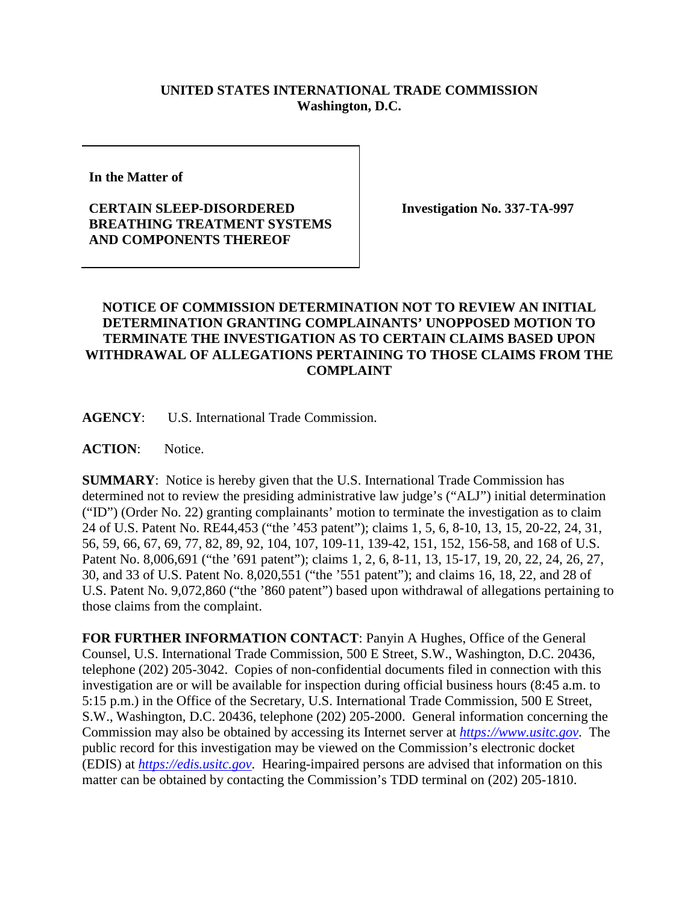**UNITED STATES INTERNATIONAL TRADE COMMISSION**
**Washington, D.C.**

| | |
|---|---|
| **In the Matter of**<br><br>**CERTAIN SLEEP-DISORDERED BREATHING TREATMENT SYSTEMS AND COMPONENTS THEREOF** | **Investigation No. 337-TA-997** |

**NOTICE OF COMMISSION DETERMINATION NOT TO REVIEW AN INITIAL DETERMINATION GRANTING COMPLAINANTS' UNOPPOSED MOTION TO TERMINATE THE INVESTIGATION AS TO CERTAIN CLAIMS BASED UPON WITHDRAWAL OF ALLEGATIONS PERTAINING TO THOSE CLAIMS FROM THE COMPLAINT**

**AGENCY**: U.S. International Trade Commission.

**ACTION**: Notice.

**SUMMARY**: Notice is hereby given that the U.S. International Trade Commission has determined not to review the presiding administrative law judge's ("ALJ") initial determination ("ID") (Order No. 22) granting complainants' motion to terminate the investigation as to claim 24 of U.S. Patent No. RE44,453 ("the '453 patent"); claims 1, 5, 6, 8-10, 13, 15, 20-22, 24, 31, 56, 59, 66, 67, 69, 77, 82, 89, 92, 104, 107, 109-11, 139-42, 151, 152, 156-58, and 168 of U.S. Patent No. 8,006,691 ("the '691 patent"); claims 1, 2, 6, 8-11, 13, 15-17, 19, 20, 22, 24, 26, 27, 30, and 33 of U.S. Patent No. 8,020,551 ("the '551 patent"); and claims 16, 18, 22, and 28 of U.S. Patent No. 9,072,860 ("the '860 patent") based upon withdrawal of allegations pertaining to those claims from the complaint.

**FOR FURTHER INFORMATION CONTACT**: Panyin A Hughes, Office of the General Counsel, U.S. International Trade Commission, 500 E Street, S.W., Washington, D.C. 20436, telephone (202) 205-3042. Copies of non-confidential documents filed in connection with this investigation are or will be available for inspection during official business hours (8:45 a.m. to 5:15 p.m.) in the Office of the Secretary, U.S. International Trade Commission, 500 E Street, S.W., Washington, D.C. 20436, telephone (202) 205-2000. General information concerning the Commission may also be obtained by accessing its Internet server at *https://www.usitc.gov*. The public record for this investigation may be viewed on the Commission's electronic docket (EDIS) at *https://edis.usitc.gov*. Hearing-impaired persons are advised that information on this matter can be obtained by contacting the Commission's TDD terminal on (202) 205-1810.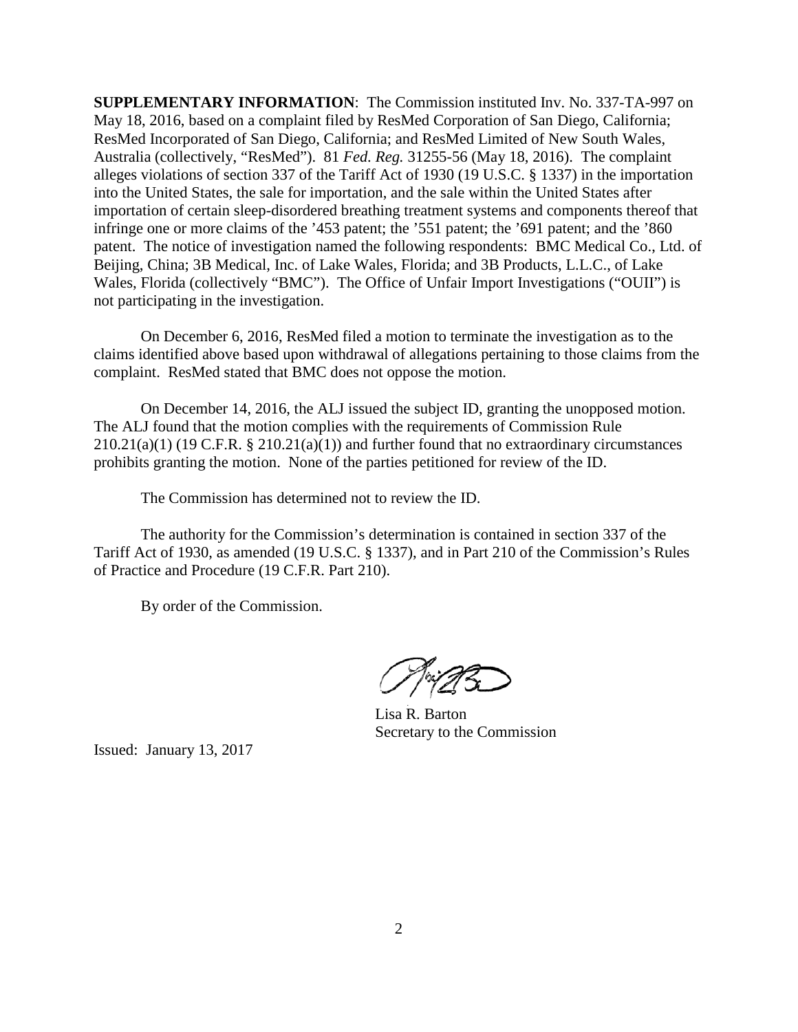**SUPPLEMENTARY INFORMATION**: The Commission instituted Inv. No. 337-TA-997 on May 18, 2016, based on a complaint filed by ResMed Corporation of San Diego, California; ResMed Incorporated of San Diego, California; and ResMed Limited of New South Wales, Australia (collectively, "ResMed"). 81 *Fed. Reg.* 31255-56 (May 18, 2016). The complaint alleges violations of section 337 of the Tariff Act of 1930 (19 U.S.C. § 1337) in the importation into the United States, the sale for importation, and the sale within the United States after importation of certain sleep-disordered breathing treatment systems and components thereof that infringe one or more claims of the '453 patent; the '551 patent; the '691 patent; and the '860 patent. The notice of investigation named the following respondents: BMC Medical Co., Ltd. of Beijing, China; 3B Medical, Inc. of Lake Wales, Florida; and 3B Products, L.L.C., of Lake Wales, Florida (collectively "BMC"). The Office of Unfair Import Investigations ("OUII") is not participating in the investigation.

On December 6, 2016, ResMed filed a motion to terminate the investigation as to the claims identified above based upon withdrawal of allegations pertaining to those claims from the complaint. ResMed stated that BMC does not oppose the motion.

On December 14, 2016, the ALJ issued the subject ID, granting the unopposed motion. The ALJ found that the motion complies with the requirements of Commission Rule 210.21(a)(1) (19 C.F.R. § 210.21(a)(1)) and further found that no extraordinary circumstances prohibits granting the motion. None of the parties petitioned for review of the ID.

The Commission has determined not to review the ID.

The authority for the Commission's determination is contained in section 337 of the Tariff Act of 1930, as amended (19 U.S.C. § 1337), and in Part 210 of the Commission's Rules of Practice and Procedure (19 C.F.R. Part 210).

By order of the Commission.

Lisa R. Barton
Secretary to the Commission

Issued: January 13, 2017